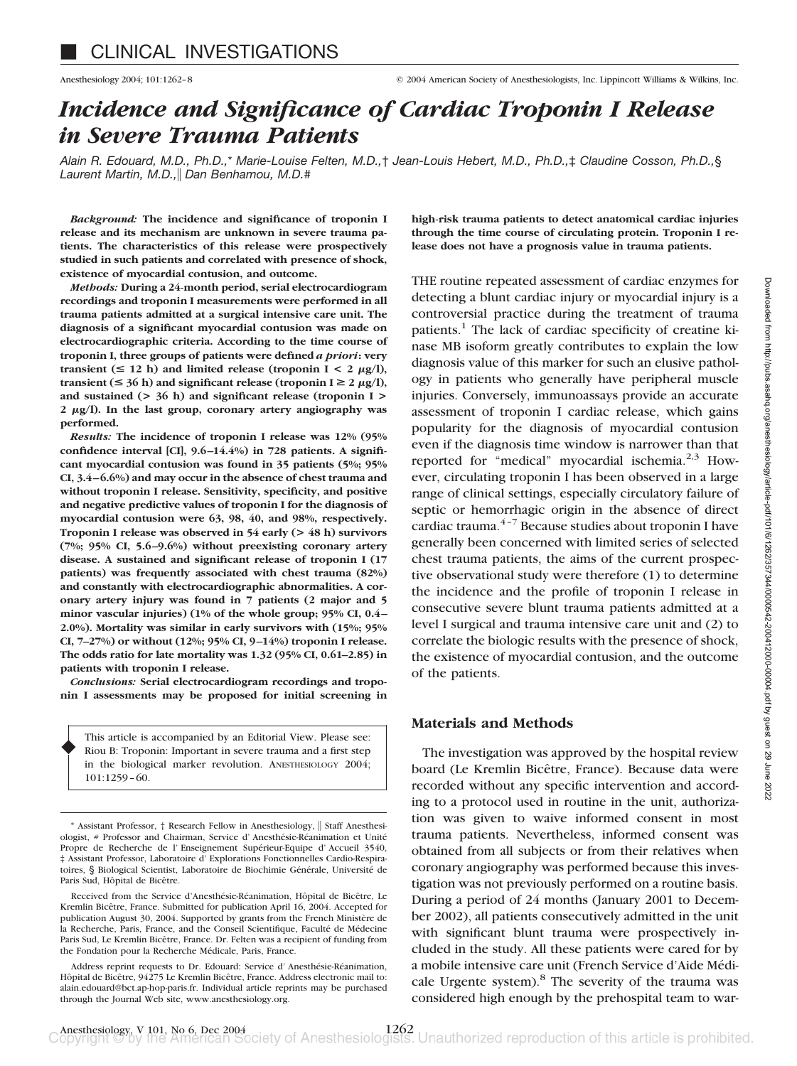■ CLINICAL INVESTIGATIONS

# *Incidence and Significance of Cardiac Troponin I Release in Severe Trauma Patients*

*Alain R. Edouard, M.D., Ph.D.,\* Marie-Louise Felten, M.D.,† Jean-Louis Hebert, M.D., Ph.D.,‡ Claudine Cosson, Ph.D.,§ Laurent Martin, M.D.,‖ Dan Benhamou, M.D.#*

***Background:*** **The incidence and significance of troponin I release and its mechanism are unknown in severe trauma patients. The characteristics of this release were prospectively studied in such patients and correlated with presence of shock, existence of myocardial contusion, and outcome.**

***Methods:*** **During a 24-month period, serial electrocardiogram recordings and troponin I measurements were performed in all trauma patients admitted at a surgical intensive care unit. The diagnosis of a significant myocardial contusion was made on electrocardiographic criteria. According to the time course of troponin I, three groups of patients were defined *a priori*: very transient (≤ 12 h) and limited release (troponin I < 2 μg/l), transient (≤ 36 h) and significant release (troponin I ≥ 2 μg/l), and sustained (> 36 h) and significant release (troponin I > 2 μg/l). In the last group, coronary artery angiography was performed.**

***Results:*** **The incidence of troponin I release was 12% (95% confidence interval [CI], 9.6–14.4%) in 728 patients. A significant myocardial contusion was found in 35 patients (5%; 95% CI, 3.4–6.6%) and may occur in the absence of chest trauma and without troponin I release. Sensitivity, specificity, and positive and negative predictive values of troponin I for the diagnosis of myocardial contusion were 63, 98, 40, and 98%, respectively. Troponin I release was observed in 54 early (> 48 h) survivors (7%; 95% CI, 5.6–9.6%) without preexisting coronary artery disease. A sustained and significant release of troponin I (17 patients) was frequently associated with chest trauma (82%) and constantly with electrocardiographic abnormalities. A coronary artery injury was found in 7 patients (2 major and 5 minor vascular injuries) (1% of the whole group; 95% CI, 0.4–2.0%). Mortality was similar in early survivors with (15%; 95% CI, 7–27%) or without (12%; 95% CI, 9–14%) troponin I release. The odds ratio for late mortality was 1.32 (95% CI, 0.61–2.85) in patients with troponin I release.**

***Conclusions:*** **Serial electrocardiogram recordings and troponin I assessments may be proposed for initial screening in high-risk trauma patients to detect anatomical cardiac injuries through the time course of circulating protein. Troponin I release does not have a prognosis value in trauma patients.**

> This article is accompanied by an Editorial View. Please see: Riou B: Troponin: Important in severe trauma and a first step in the biological marker revolution. ANESTHESIOLOGY 2004; 101:1259–60.

\* Assistant Professor, † Research Fellow in Anesthesiology, ‖ Staff Anesthesiologist, # Professor and Chairman, Service d' Anesthésie-Réanimation et Unité Propre de Recherche de l' Enseignement Supérieur-Equipe d' Accueil 3540, ‡ Assistant Professor, Laboratoire d' Explorations Fonctionnelles Cardio-Respiratoires, § Biological Scientist, Laboratoire de Biochimie Générale, Université de Paris Sud, Hôpital de Bicêtre.

Received from the Service d'Anesthésie-Réanimation, Hôpital de Bicêtre, Le Kremlin Bicêtre, France. Submitted for publication April 16, 2004. Accepted for publication August 30, 2004. Supported by grants from the French Ministère de la Recherche, Paris, France, and the Conseil Scientifique, Faculté de Médecine Paris Sud, Le Kremlin Bicêtre, France. Dr. Felten was a recipient of funding from the Fondation pour la Recherche Médicale, Paris, France.

Address reprint requests to Dr. Edouard: Service d' Anesthésie-Réanimation, Hôpital de Bicêtre, 94275 Le Kremlin Bicêtre, France. Address electronic mail to: alain.edouard@bct.ap-hop-paris.fr. Individual article reprints may be purchased through the Journal Web site, www.anesthesiology.org.

THE routine repeated assessment of cardiac enzymes for detecting a blunt cardiac injury or myocardial injury is a controversial practice during the treatment of trauma patients.[1] The lack of cardiac specificity of creatine kinase MB isoform greatly contributes to explain the low diagnosis value of this marker for such an elusive pathology in patients who generally have peripheral muscle injuries. Conversely, immunoassays provide an accurate assessment of troponin I cardiac release, which gains popularity for the diagnosis of myocardial contusion even if the diagnosis time window is narrower than that reported for "medical" myocardial ischemia.[2,3] However, circulating troponin I has been observed in a large range of clinical settings, especially circulatory failure of septic or hemorrhagic origin in the absence of direct cardiac trauma.[4–7] Because studies about troponin I have generally been concerned with limited series of selected chest trauma patients, the aims of the current prospective observational study were therefore (1) to determine the incidence and the profile of troponin I release in consecutive severe blunt trauma patients admitted at a level I surgical and trauma intensive care unit and (2) to correlate the biologic results with the presence of shock, the existence of myocardial contusion, and the outcome of the patients.

## Materials and Methods

The investigation was approved by the hospital review board (Le Kremlin Bicêtre, France). Because data were recorded without any specific intervention and according to a protocol used in routine in the unit, authorization was given to waive informed consent in most trauma patients. Nevertheless, informed consent was obtained from all subjects or from their relatives when coronary angiography was performed because this investigation was not previously performed on a routine basis. During a period of 24 months (January 2001 to December 2002), all patients consecutively admitted in the unit with significant blunt trauma were prospectively included in the study. All these patients were cared for by a mobile intensive care unit (French Service d'Aide Médicale Urgente system).[8] The severity of the trauma was considered high enough by the prehospital team to war-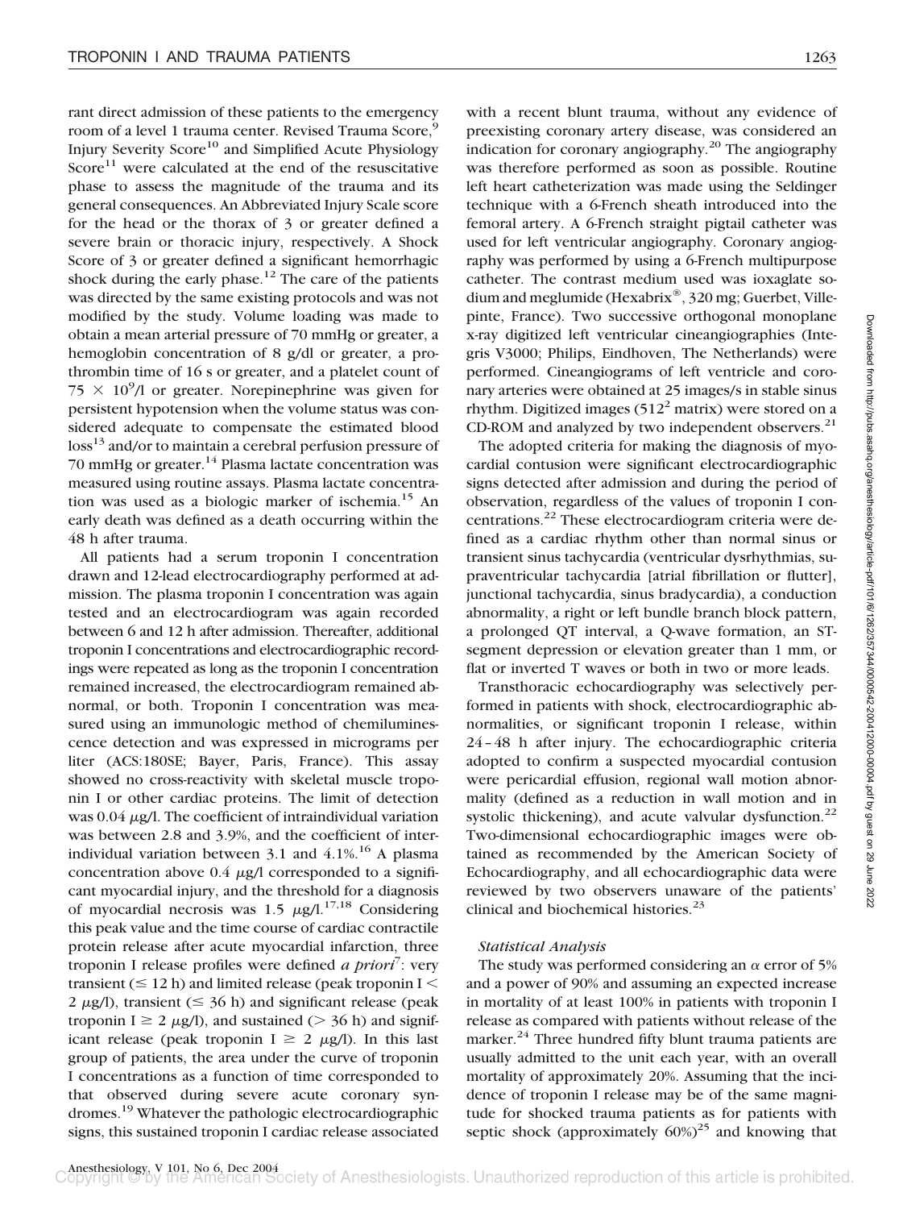rant direct admission of these patients to the emergency room of a level 1 trauma center. Revised Trauma Score,[9] Injury Severity Score[10] and Simplified Acute Physiology Score[11] were calculated at the end of the resuscitative phase to assess the magnitude of the trauma and its general consequences. An Abbreviated Injury Scale score for the head or the thorax of 3 or greater defined a severe brain or thoracic injury, respectively. A Shock Score of 3 or greater defined a significant hemorrhagic shock during the early phase.[12] The care of the patients was directed by the same existing protocols and was not modified by the study. Volume loading was made to obtain a mean arterial pressure of 70 mmHg or greater, a hemoglobin concentration of 8 g/dl or greater, a prothrombin time of 16 s or greater, and a platelet count of $75 \times 10^9$/l or greater. Norepinephrine was given for persistent hypotension when the volume status was considered adequate to compensate the estimated blood loss[13] and/or to maintain a cerebral perfusion pressure of 70 mmHg or greater.[14] Plasma lactate concentration was measured using routine assays. Plasma lactate concentration was used as a biologic marker of ischemia.[15] An early death was defined as a death occurring within the 48 h after trauma.

All patients had a serum troponin I concentration drawn and 12-lead electrocardiography performed at admission. The plasma troponin I concentration was again tested and an electrocardiogram was again recorded between 6 and 12 h after admission. Thereafter, additional troponin I concentrations and electrocardiographic recordings were repeated as long as the troponin I concentration remained increased, the electrocardiogram remained abnormal, or both. Troponin I concentration was measured using an immunologic method of chemiluminescence detection and was expressed in micrograms per liter (ACS:180SE; Bayer, Paris, France). This assay showed no cross-reactivity with skeletal muscle troponin I or other cardiac proteins. The limit of detection was 0.04 $\mu$g/l. The coefficient of intraindividual variation was between 2.8 and 3.9%, and the coefficient of interindividual variation between 3.1 and 4.1%.[16] A plasma concentration above 0.4 $\mu$g/l corresponded to a significant myocardial injury, and the threshold for a diagnosis of myocardial necrosis was 1.5 $\mu$g/l.[17,18] Considering this peak value and the time course of cardiac contractile protein release after acute myocardial infarction, three troponin I release profiles were defined *a priori*[7]: very transient ($\leq$ 12 h) and limited release (peak troponin I $<$ 2 $\mu$g/l), transient ($\leq$ 36 h) and significant release (peak troponin I $\geq$ 2 $\mu$g/l), and sustained ($>$ 36 h) and significant release (peak troponin I $\geq$ 2 $\mu$g/l). In this last group of patients, the area under the curve of troponin I concentrations as a function of time corresponded to that observed during severe acute coronary syndromes.[19] Whatever the pathologic electrocardiographic signs, this sustained troponin I cardiac release associated with a recent blunt trauma, without any evidence of preexisting coronary artery disease, was considered an indication for coronary angiography.[20] The angiography was therefore performed as soon as possible. Routine left heart catheterization was made using the Seldinger technique with a 6-French sheath introduced into the femoral artery. A 6-French straight pigtail catheter was used for left ventricular angiography. Coronary angiography was performed by using a 6-French multipurpose catheter. The contrast medium used was ioxaglate sodium and meglumide (Hexabrix®, 320 mg; Guerbet, Villepinte, France). Two successive orthogonal monoplane x-ray digitized left ventricular cineangiographies (Integris V3000; Philips, Eindhoven, The Netherlands) were performed. Cineangiograms of left ventricle and coronary arteries were obtained at 25 images/s in stable sinus rhythm. Digitized images ($512^2$ matrix) were stored on a CD-ROM and analyzed by two independent observers.[21]

The adopted criteria for making the diagnosis of myocardial contusion were significant electrocardiographic signs detected after admission and during the period of observation, regardless of the values of troponin I concentrations.[22] These electrocardiogram criteria were defined as a cardiac rhythm other than normal sinus or transient sinus tachycardia (ventricular dysrhythmias, supraventricular tachycardia [atrial fibrillation or flutter], junctional tachycardia, sinus bradycardia), a conduction abnormality, a right or left bundle branch block pattern, a prolonged QT interval, a Q-wave formation, an ST-segment depression or elevation greater than 1 mm, or flat or inverted T waves or both in two or more leads.

Transthoracic echocardiography was selectively performed in patients with shock, electrocardiographic abnormalities, or significant troponin I release, within 24–48 h after injury. The echocardiographic criteria adopted to confirm a suspected myocardial contusion were pericardial effusion, regional wall motion abnormality (defined as a reduction in wall motion and in systolic thickening), and acute valvular dysfunction.[22] Two-dimensional echocardiographic images were obtained as recommended by the American Society of Echocardiography, and all echocardiographic data were reviewed by two observers unaware of the patients' clinical and biochemical histories.[23]

### *Statistical Analysis*

The study was performed considering an $\alpha$ error of 5% and a power of 90% and assuming an expected increase in mortality of at least 100% in patients with troponin I release as compared with patients without release of the marker.[24] Three hundred fifty blunt trauma patients are usually admitted to the unit each year, with an overall mortality of approximately 20%. Assuming that the incidence of troponin I release may be of the same magnitude for shocked trauma patients as for patients with septic shock (approximately 60%)[25] and knowing that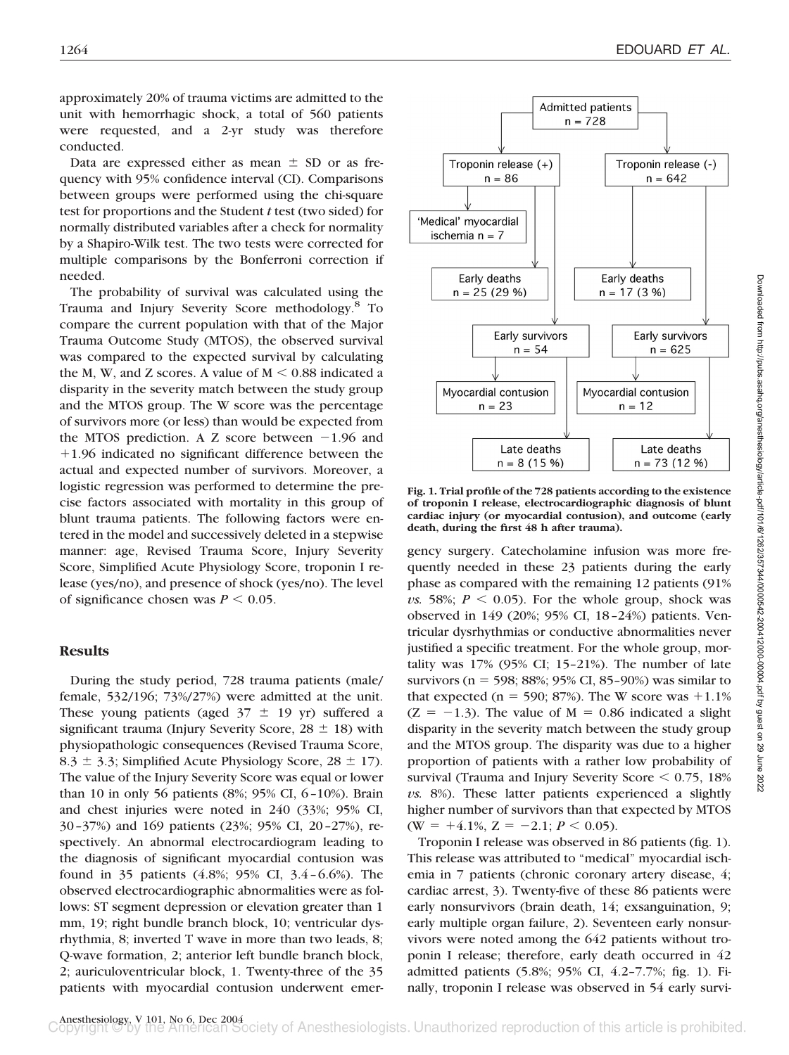approximately 20% of trauma victims are admitted to the unit with hemorrhagic shock, a total of 560 patients were requested, and a 2-yr study was therefore conducted.

Data are expressed either as mean ± SD or as frequency with 95% confidence interval (CI). Comparisons between groups were performed using the chi-square test for proportions and the Student *t* test (two sided) for normally distributed variables after a check for normality by a Shapiro-Wilk test. The two tests were corrected for multiple comparisons by the Bonferroni correction if needed.

The probability of survival was calculated using the Trauma and Injury Severity Score methodology.[8] To compare the current population with that of the Major Trauma Outcome Study (MTOS), the observed survival was compared to the expected survival by calculating the M, W, and Z scores. A value of $M < 0.88$ indicated a disparity in the severity match between the study group and the MTOS group. The W score was the percentage of survivors more (or less) than would be expected from the MTOS prediction. A Z score between −1.96 and +1.96 indicated no significant difference between the actual and expected number of survivors. Moreover, a logistic regression was performed to determine the precise factors associated with mortality in this group of blunt trauma patients. The following factors were entered in the model and successively deleted in a stepwise manner: age, Revised Trauma Score, Injury Severity Score, Simplified Acute Physiology Score, troponin I release (yes/no), and presence of shock (yes/no). The level of significance chosen was $P < 0.05$.

## Results

During the study period, 728 trauma patients (male/female, 532/196; 73%/27%) were admitted at the unit. These young patients (aged 37 ± 19 yr) suffered a significant trauma (Injury Severity Score, 28 ± 18) with physiopathologic consequences (Revised Trauma Score, 8.3 ± 3.3; Simplified Acute Physiology Score, 28 ± 17). The value of the Injury Severity Score was equal or lower than 10 in only 56 patients (8%; 95% CI, 6–10%). Brain and chest injuries were noted in 240 (33%; 95% CI, 30–37%) and 169 patients (23%; 95% CI, 20–27%), respectively. An abnormal electrocardiogram leading to the diagnosis of significant myocardial contusion was found in 35 patients (4.8%; 95% CI, 3.4–6.6%). The observed electrocardiographic abnormalities were as follows: ST segment depression or elevation greater than 1 mm, 19; right bundle branch block, 10; ventricular dysrhythmia, 8; inverted T wave in more than two leads, 8; Q-wave formation, 2; anterior left bundle branch block, 2; auriculoventricular block, 1. Twenty-three of the 35 patients with myocardial contusion underwent emergency surgery. Catecholamine infusion was more frequently needed in these 23 patients during the early phase as compared with the remaining 12 patients (91% *vs.* 58%; $P < 0.05$). For the whole group, shock was observed in 149 (20%; 95% CI, 18–24%) patients. Ventricular dysrhythmias or conductive abnormalities never justified a specific treatment. For the whole group, mortality was 17% (95% CI; 15–21%). The number of late survivors (n = 598; 88%; 95% CI, 85–90%) was similar to that expected (n = 590; 87%). The W score was +1.1% (Z = −1.3). The value of M = 0.86 indicated a slight disparity in the severity match between the study group and the MTOS group. The disparity was due to a higher proportion of patients with a rather low probability of survival (Trauma and Injury Severity Score < 0.75, 18% *vs.* 8%). These latter patients experienced a slightly higher number of survivors than that expected by MTOS (W = +4.1%, Z = −2.1; $P < 0.05$).

Troponin I release was observed in 86 patients (fig. 1). This release was attributed to "medical" myocardial ischemia in 7 patients (chronic coronary artery disease, 4; cardiac arrest, 3). Twenty-five of these 86 patients were early nonsurvivors (brain death, 14; exsanguination, 9; early multiple organ failure, 2). Seventeen early nonsurvivors were noted among the 642 patients without troponin I release; therefore, early death occurred in 42 admitted patients (5.8%; 95% CI, 4.2–7.7%; fig. 1). Finally, troponin I release was observed in 54 early survi-

**Fig. 1. Trial profile of the 728 patients according to the existence of troponin I release, electrocardiographic diagnosis of blunt cardiac injury (or myocardial contusion), and outcome (early death, during the first 48 h after trauma).**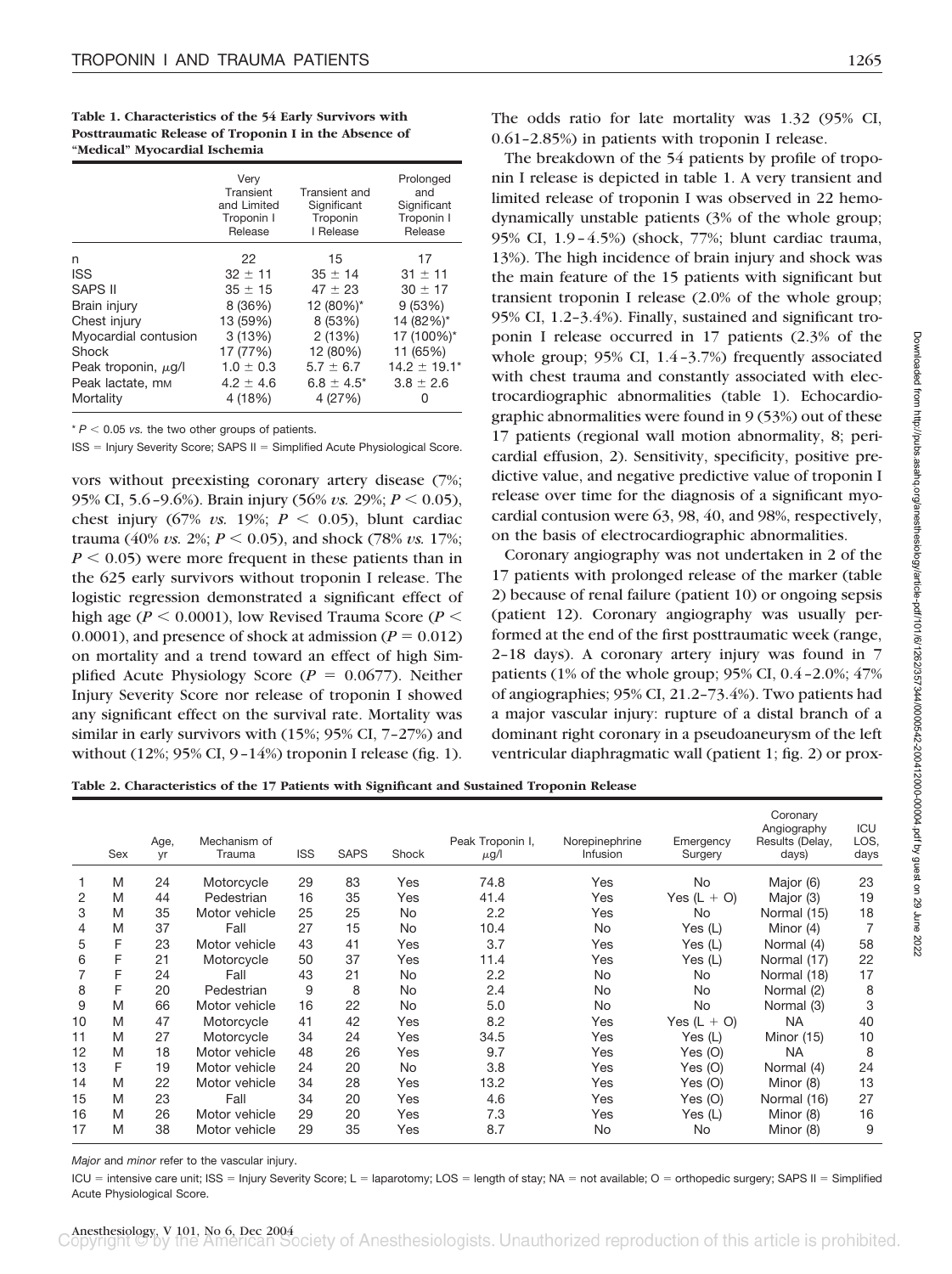**Table 1. Characteristics of the 54 Early Survivors with Posttraumatic Release of Troponin I in the Absence of "Medical" Myocardial Ischemia**

| | Very Transient and Limited Troponin I Release | Transient and Significant Troponin I Release | Prolonged and Significant Troponin I Release |
|---|---|---|---|
| n | 22 | 15 | 17 |
| ISS | 32 ± 11 | 35 ± 14 | 31 ± 11 |
| SAPS II | 35 ± 15 | 47 ± 23 | 30 ± 17 |
| Brain injury | 8 (36%) | 12 (80%)* | 9 (53%) |
| Chest injury | 13 (59%) | 8 (53%) | 14 (82%)* |
| Myocardial contusion | 3 (13%) | 2 (13%) | 17 (100%)* |
| Shock | 17 (77%) | 12 (80%) | 11 (65%) |
| Peak troponin, μg/l | 1.0 ± 0.3 | 5.7 ± 6.7 | 14.2 ± 19.1* |
| Peak lactate, mM | 4.2 ± 4.6 | 6.8 ± 4.5* | 3.8 ± 2.6 |
| Mortality | 4 (18%) | 4 (27%) | 0 |

* $P < 0.05$ *vs.* the two other groups of patients.

ISS = Injury Severity Score; SAPS II = Simplified Acute Physiological Score.

vors without preexisting coronary artery disease (7%; 95% CI, 5.6–9.6%). Brain injury (56% *vs.* 29%; $P < 0.05$), chest injury (67% *vs.* 19%; $P < 0.05$), blunt cardiac trauma (40% *vs.* 2%; $P < 0.05$), and shock (78% *vs.* 17%; $P < 0.05$) were more frequent in these patients than in the 625 early survivors without troponin I release. The logistic regression demonstrated a significant effect of high age ($P < 0.0001$), low Revised Trauma Score ($P < 0.0001$), and presence of shock at admission ($P = 0.012$) on mortality and a trend toward an effect of high Simplified Acute Physiology Score ($P = 0.0677$). Neither Injury Severity Score nor release of troponin I showed any significant effect on the survival rate. Mortality was similar in early survivors with (15%; 95% CI, 7–27%) and without (12%; 95% CI, 9–14%) troponin I release (fig. 1). The odds ratio for late mortality was 1.32 (95% CI, 0.61–2.85%) in patients with troponin I release.

The breakdown of the 54 patients by profile of troponin I release is depicted in table 1. A very transient and limited release of troponin I was observed in 22 hemodynamically unstable patients (3% of the whole group; 95% CI, 1.9–4.5%) (shock, 77%; blunt cardiac trauma, 13%). The high incidence of brain injury and shock was the main feature of the 15 patients with significant but transient troponin I release (2.0% of the whole group; 95% CI, 1.2–3.4%). Finally, sustained and significant troponin I release occurred in 17 patients (2.3% of the whole group; 95% CI, 1.4–3.7%) frequently associated with chest trauma and constantly associated with electrocardiographic abnormalities (table 1). Echocardiographic abnormalities were found in 9 (53%) out of these 17 patients (regional wall motion abnormality, 8; pericardial effusion, 2). Sensitivity, specificity, positive predictive value, and negative predictive value of troponin I release over time for the diagnosis of a significant myocardial contusion were 63, 98, 40, and 98%, respectively, on the basis of electrocardiographic abnormalities.

Coronary angiography was not undertaken in 2 of the 17 patients with prolonged release of the marker (table 2) because of renal failure (patient 10) or ongoing sepsis (patient 12). Coronary angiography was usually performed at the end of the first posttraumatic week (range, 2–18 days). A coronary artery injury was found in 7 patients (1% of the whole group; 95% CI, 0.4–2.0%; 47% of angiographies; 95% CI, 21.2–73.4%). Two patients had a major vascular injury: rupture of a distal branch of a dominant right coronary in a pseudoaneurysm of the left ventricular diaphragmatic wall (patient 1; fig. 2) or prox-

**Table 2. Characteristics of the 17 Patients with Significant and Sustained Troponin Release**

| | Sex | Age, yr | Mechanism of Trauma | ISS | SAPS | Shock | Peak Troponin I, μg/l | Norepinephrine Infusion | Emergency Surgery | Coronary Angiography Results (Delay, days) | ICU LOS, days |
|---|---|---|---|---|---|---|---|---|---|---|---|
| 1 | M | 24 | Motorcycle | 29 | 83 | Yes | 74.8 | Yes | No | Major (6) | 23 |
| 2 | M | 44 | Pedestrian | 16 | 35 | Yes | 41.4 | Yes | Yes (L + O) | Major (3) | 19 |
| 3 | M | 35 | Motor vehicle | 25 | 25 | No | 2.2 | Yes | No | Normal (15) | 18 |
| 4 | M | 37 | Fall | 27 | 15 | No | 10.4 | No | Yes (L) | Minor (4) | 7 |
| 5 | F | 23 | Motor vehicle | 43 | 41 | Yes | 3.7 | Yes | Yes (L) | Normal (4) | 58 |
| 6 | F | 21 | Motorcycle | 50 | 37 | Yes | 11.4 | Yes | Yes (L) | Normal (17) | 22 |
| 7 | F | 24 | Fall | 43 | 21 | No | 2.2 | No | No | Normal (18) | 17 |
| 8 | F | 20 | Pedestrian | 9 | 8 | No | 2.4 | No | No | Normal (2) | 8 |
| 9 | M | 66 | Motor vehicle | 16 | 22 | No | 5.0 | No | No | Normal (3) | 3 |
| 10 | M | 47 | Motorcycle | 41 | 42 | Yes | 8.2 | Yes | Yes (L + O) | NA | 40 |
| 11 | M | 27 | Motorcycle | 34 | 24 | Yes | 34.5 | Yes | Yes (L) | Minor (15) | 10 |
| 12 | M | 18 | Motor vehicle | 48 | 26 | Yes | 9.7 | Yes | Yes (O) | NA | 8 |
| 13 | F | 19 | Motor vehicle | 24 | 20 | No | 3.8 | Yes | Yes (O) | Normal (4) | 24 |
| 14 | M | 22 | Motor vehicle | 34 | 28 | Yes | 13.2 | Yes | Yes (O) | Minor (8) | 13 |
| 15 | M | 23 | Fall | 34 | 20 | Yes | 4.6 | Yes | Yes (O) | Normal (16) | 27 |
| 16 | M | 26 | Motor vehicle | 29 | 20 | Yes | 7.3 | Yes | Yes (L) | Minor (8) | 16 |
| 17 | M | 38 | Motor vehicle | 29 | 35 | Yes | 8.7 | No | No | Minor (8) | 9 |

*Major* and *minor* refer to the vascular injury.

ICU = intensive care unit; ISS = Injury Severity Score; L = laparotomy; LOS = length of stay; NA = not available; O = orthopedic surgery; SAPS II = Simplified Acute Physiological Score.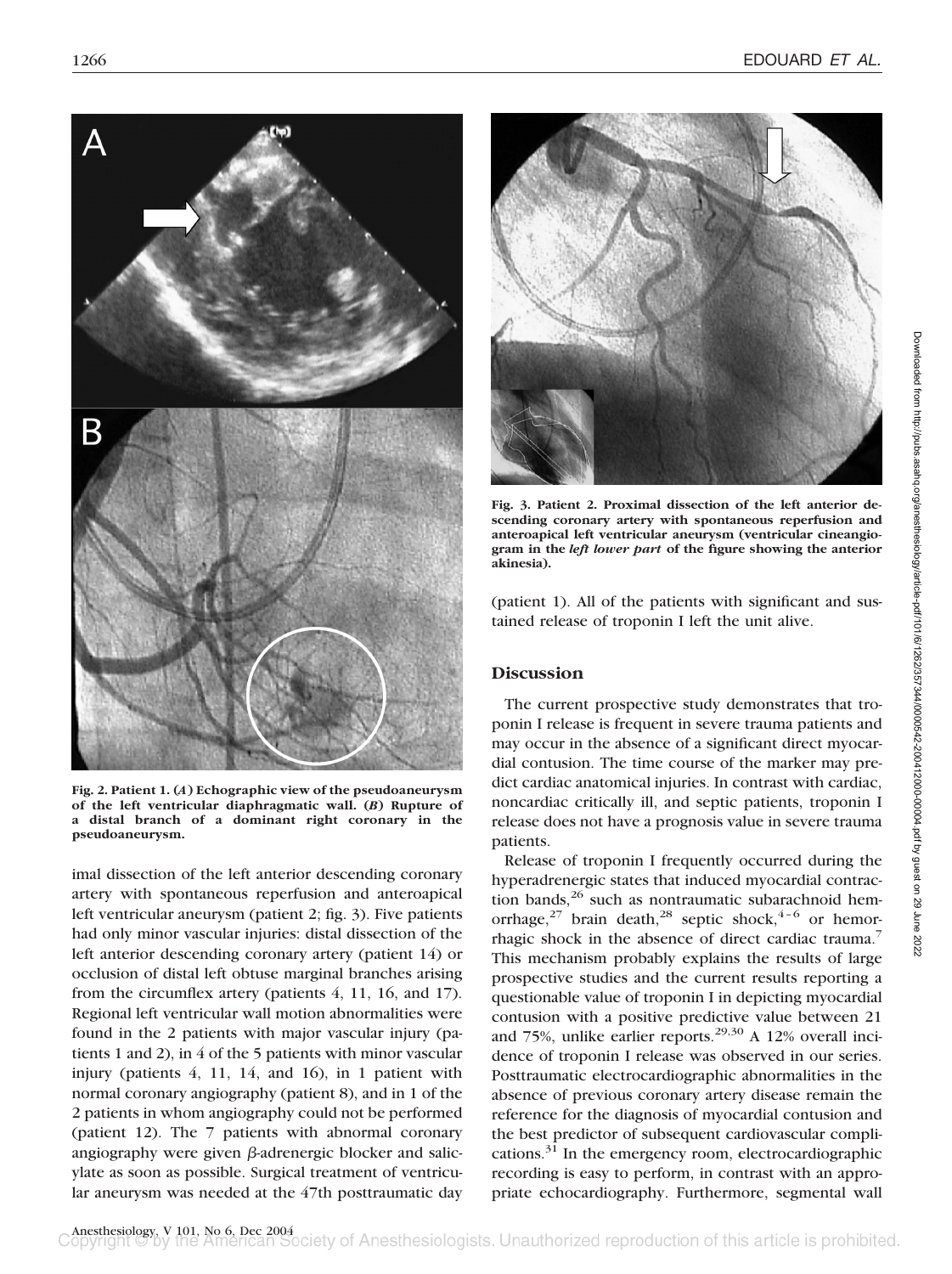Fig. 2. Patient 1. (*A*) Echographic view of the pseudoaneurysm of the left ventricular diaphragmatic wall. (*B*) Rupture of a distal branch of a dominant right coronary in the pseudoaneurysm.

imal dissection of the left anterior descending coronary artery with spontaneous reperfusion and anteroapical left ventricular aneurysm (patient 2; fig. 3). Five patients had only minor vascular injuries: distal dissection of the left anterior descending coronary artery (patient 14) or occlusion of distal left obtuse marginal branches arising from the circumflex artery (patients 4, 11, 16, and 17). Regional left ventricular wall motion abnormalities were found in the 2 patients with major vascular injury (patients 1 and 2), in 4 of the 5 patients with minor vascular injury (patients 4, 11, 14, and 16), in 1 patient with normal coronary angiography (patient 8), and in 1 of the 2 patients in whom angiography could not be performed (patient 12). The 7 patients with abnormal coronary angiography were given β-adrenergic blocker and salicylate as soon as possible. Surgical treatment of ventricular aneurysm was needed at the 47th posttraumatic day (patient 1). All of the patients with significant and sustained release of troponin I left the unit alive.

Fig. 3. Patient 2. Proximal dissection of the left anterior descending coronary artery with spontaneous reperfusion and anteroapical left ventricular aneurysm (ventricular cineangiogram in the *left lower part* of the figure showing the anterior akinesia).

## Discussion

The current prospective study demonstrates that troponin I release is frequent in severe trauma patients and may occur in the absence of a significant direct myocardial contusion. The time course of the marker may predict cardiac anatomical injuries. In contrast with cardiac, noncardiac critically ill, and septic patients, troponin I release does not have a prognosis value in severe trauma patients.

Release of troponin I frequently occurred during the hyperadrenergic states that induced myocardial contraction bands,[26] such as nontraumatic subarachnoid hemorrhage,[27] brain death,[28] septic shock,[4–6] or hemorrhagic shock in the absence of direct cardiac trauma.[7] This mechanism probably explains the results of large prospective studies and the current results reporting a questionable value of troponin I in depicting myocardial contusion with a positive predictive value between 21 and 75%, unlike earlier reports.[29,30] A 12% overall incidence of troponin I release was observed in our series. Posttraumatic electrocardiographic abnormalities in the absence of previous coronary artery disease remain the reference for the diagnosis of myocardial contusion and the best predictor of subsequent cardiovascular complications.[31] In the emergency room, electrocardiographic recording is easy to perform, in contrast with an appropriate echocardiography. Furthermore, segmental wall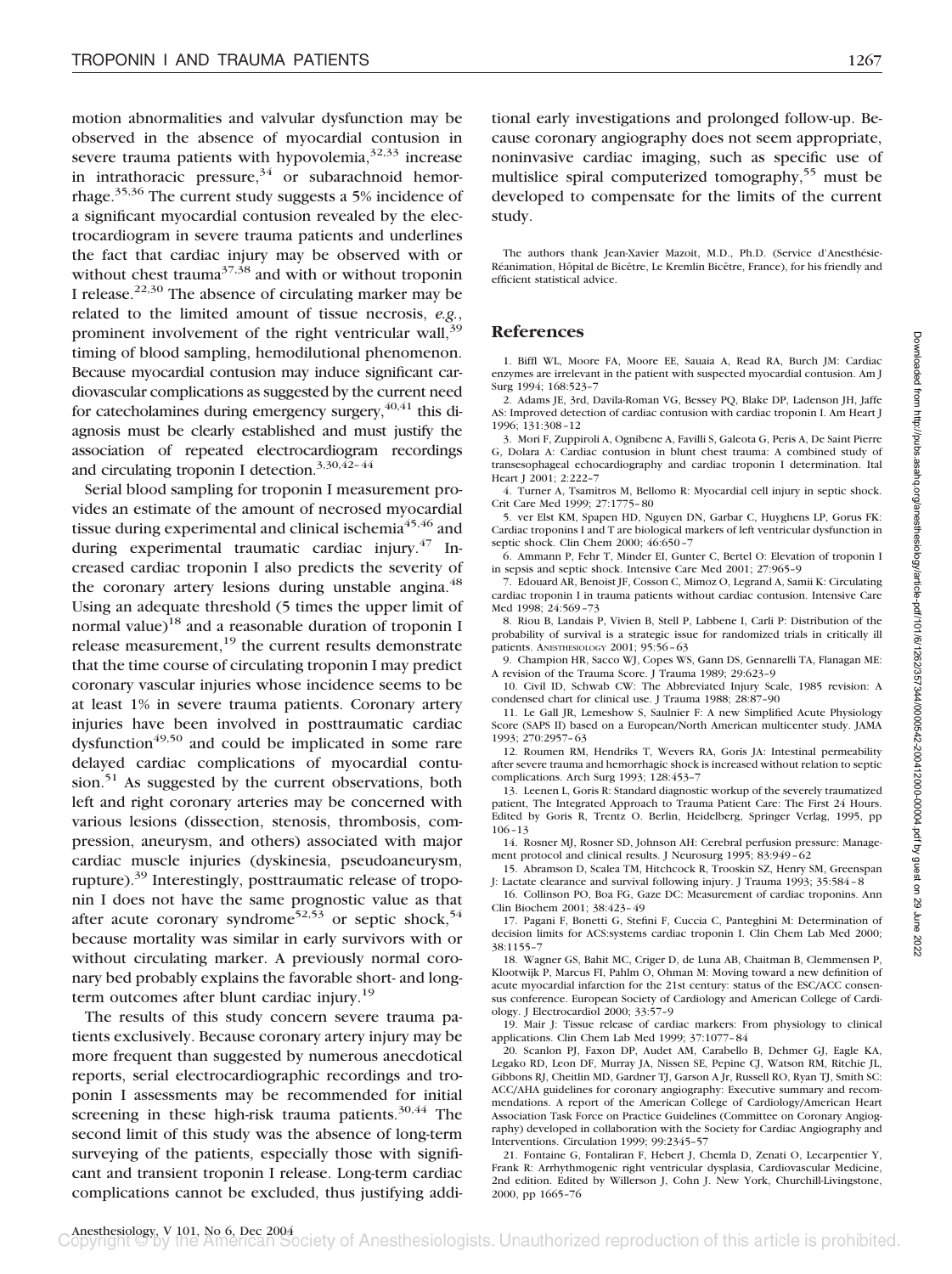motion abnormalities and valvular dysfunction may be observed in the absence of myocardial contusion in severe trauma patients with hypovolemia,[32,33] increase in intrathoracic pressure,[34] or subarachnoid hemorrhage.[35,36] The current study suggests a 5% incidence of a significant myocardial contusion revealed by the electrocardiogram in severe trauma patients and underlines the fact that cardiac injury may be observed with or without chest trauma[37,38] and with or without troponin I release.[22,30] The absence of circulating marker may be related to the limited amount of tissue necrosis, *e.g.*, prominent involvement of the right ventricular wall,[39] timing of blood sampling, hemodilutional phenomenon. Because myocardial contusion may induce significant cardiovascular complications as suggested by the current need for catecholamines during emergency surgery,[40,41] this diagnosis must be clearly established and must justify the association of repeated electrocardiogram recordings and circulating troponin I detection.[3,30,42–44]

Serial blood sampling for troponin I measurement provides an estimate of the amount of necrosed myocardial tissue during experimental and clinical ischemia[45,46] and during experimental traumatic cardiac injury.[47] Increased cardiac troponin I also predicts the severity of the coronary artery lesions during unstable angina.[48] Using an adequate threshold (5 times the upper limit of normal value)[18] and a reasonable duration of troponin I release measurement,[19] the current results demonstrate that the time course of circulating troponin I may predict coronary vascular injuries whose incidence seems to be at least 1% in severe trauma patients. Coronary artery injuries have been involved in posttraumatic cardiac dysfunction[49,50] and could be implicated in some rare delayed cardiac complications of myocardial contusion.[51] As suggested by the current observations, both left and right coronary arteries may be concerned with various lesions (dissection, stenosis, thrombosis, compression, aneurysm, and others) associated with major cardiac muscle injuries (dyskinesia, pseudoaneurysm, rupture).[39] Interestingly, posttraumatic release of troponin I does not have the same prognostic value as that after acute coronary syndrome[52,53] or septic shock,[54] because mortality was similar in early survivors with or without circulating marker. A previously normal coronary bed probably explains the favorable short- and long-term outcomes after blunt cardiac injury.[19]

The results of this study concern severe trauma patients exclusively. Because coronary artery injury may be more frequent than suggested by numerous anecdotical reports, serial electrocardiographic recordings and troponin I assessments may be recommended for initial screening in these high-risk trauma patients.[30,44] The second limit of this study was the absence of long-term surveying of the patients, especially those with significant and transient troponin I release. Long-term cardiac complications cannot be excluded, thus justifying additional early investigations and prolonged follow-up. Because coronary angiography does not seem appropriate, noninvasive cardiac imaging, such as specific use of multislice spiral computerized tomography,[55] must be developed to compensate for the limits of the current study.

The authors thank Jean-Xavier Mazoit, M.D., Ph.D. (Service d'Anesthésie-Réanimation, Hôpital de Bicêtre, Le Kremlin Bicêtre, France), for his friendly and efficient statistical advice.

## References

1. Biffl WL, Moore FA, Moore EE, Sauaia A, Read RA, Burch JM: Cardiac enzymes are irrelevant in the patient with suspected myocardial contusion. Am J Surg 1994; 168:523–7
2. Adams JE, 3rd, Davila-Roman VG, Bessey PQ, Blake DP, Ladenson JH, Jaffe AS: Improved detection of cardiac contusion with cardiac troponin I. Am Heart J 1996; 131:308–12
3. Mori F, Zuppiroli A, Ognibene A, Favilli S, Galeota G, Peris A, De Saint Pierre G, Dolara A: Cardiac contusion in blunt chest trauma: A combined study of transesophageal echocardiography and cardiac troponin I determination. Ital Heart J 2001; 2:222–7
4. Turner A, Tsamitros M, Bellomo R: Myocardial cell injury in septic shock. Crit Care Med 1999; 27:1775–80
5. ver Elst KM, Spapen HD, Nguyen DN, Garbar C, Huyghens LP, Gorus FK: Cardiac troponins I and T are biological markers of left ventricular dysfunction in septic shock. Clin Chem 2000; 46:650–7
6. Ammann P, Fehr T, Minder EI, Gunter C, Bertel O: Elevation of troponin I in sepsis and septic shock. Intensive Care Med 2001; 27:965–9
7. Edouard AR, Benoist JF, Cosson C, Mimoz O, Legrand A, Samii K: Circulating cardiac troponin I in trauma patients without cardiac contusion. Intensive Care Med 1998; 24:569–73
8. Riou B, Landais P, Vivien B, Stell P, Labbene I, Carli P: Distribution of the probability of survival is a strategic issue for randomized trials in critically ill patients. ANESTHESIOLOGY 2001; 95:56–63
9. Champion HR, Sacco WJ, Copes WS, Gann DS, Gennarelli TA, Flanagan ME: A revision of the Trauma Score. J Trauma 1989; 29:623–9
10. Civil ID, Schwab CW: The Abbreviated Injury Scale, 1985 revision: A condensed chart for clinical use. J Trauma 1988; 28:87–90
11. Le Gall JR, Lemeshow S, Saulnier F: A new Simplified Acute Physiology Score (SAPS II) based on a European/North American multicenter study. JAMA 1993; 270:2957–63
12. Roumen RM, Hendriks T, Wevers RA, Goris JA: Intestinal permeability after severe trauma and hemorrhagic shock is increased without relation to septic complications. Arch Surg 1993; 128:453–7
13. Leenen L, Goris R: Standard diagnostic workup of the severely traumatized patient, The Integrated Approach to Trauma Patient Care: The First 24 Hours. Edited by Goris R, Trentz O. Berlin, Heidelberg, Springer Verlag, 1995, pp 106–13
14. Rosner MJ, Rosner SD, Johnson AH: Cerebral perfusion pressure: Management protocol and clinical results. J Neurosurg 1995; 83:949–62
15. Abramson D, Scalea TM, Hitchcock R, Trooskin SZ, Henry SM, Greenspan J: Lactate clearance and survival following injury. J Trauma 1993; 35:584–8
16. Collinson PO, Boa FG, Gaze DC: Measurement of cardiac troponins. Ann Clin Biochem 2001; 38:423–49
17. Pagani F, Bonetti G, Stefini F, Cuccia C, Panteghini M: Determination of decision limits for ACS:systems cardiac troponin I. Clin Chem Lab Med 2000; 38:1155–7
18. Wagner GS, Bahit MC, Criger D, de Luna AB, Chaitman B, Clemmensen P, Klootwijk P, Marcus FI, Pahlm O, Ohman M: Moving toward a new definition of acute myocardial infarction for the 21st century: status of the ESC/ACC consensus conference. European Society of Cardiology and American College of Cardiology. J Electrocardiol 2000; 33:57–9
19. Mair J: Tissue release of cardiac markers: From physiology to clinical applications. Clin Chem Lab Med 1999; 37:1077–84
20. Scanlon PJ, Faxon DP, Audet AM, Carabello B, Dehmer GJ, Eagle KA, Legako RD, Leon DF, Murray JA, Nissen SE, Pepine CJ, Watson RM, Ritchie JL, Gibbons RJ, Cheitlin MD, Gardner TJ, Garson A Jr, Russell RO, Ryan TJ, Smith SC: ACC/AHA guidelines for coronary angiography: Executive summary and recommendations. A report of the American College of Cardiology/American Heart Association Task Force on Practice Guidelines (Committee on Coronary Angiography) developed in collaboration with the Society for Cardiac Angiography and Interventions. Circulation 1999; 99:2345–57
21. Fontaine G, Fontaliran F, Hebert J, Chemla D, Zenati O, Lecarpentier Y, Frank R: Arrhythmogenic right ventricular dysplasia, Cardiovascular Medicine, 2nd edition. Edited by Willerson J, Cohn J. New York, Churchill-Livingstone, 2000, pp 1665–76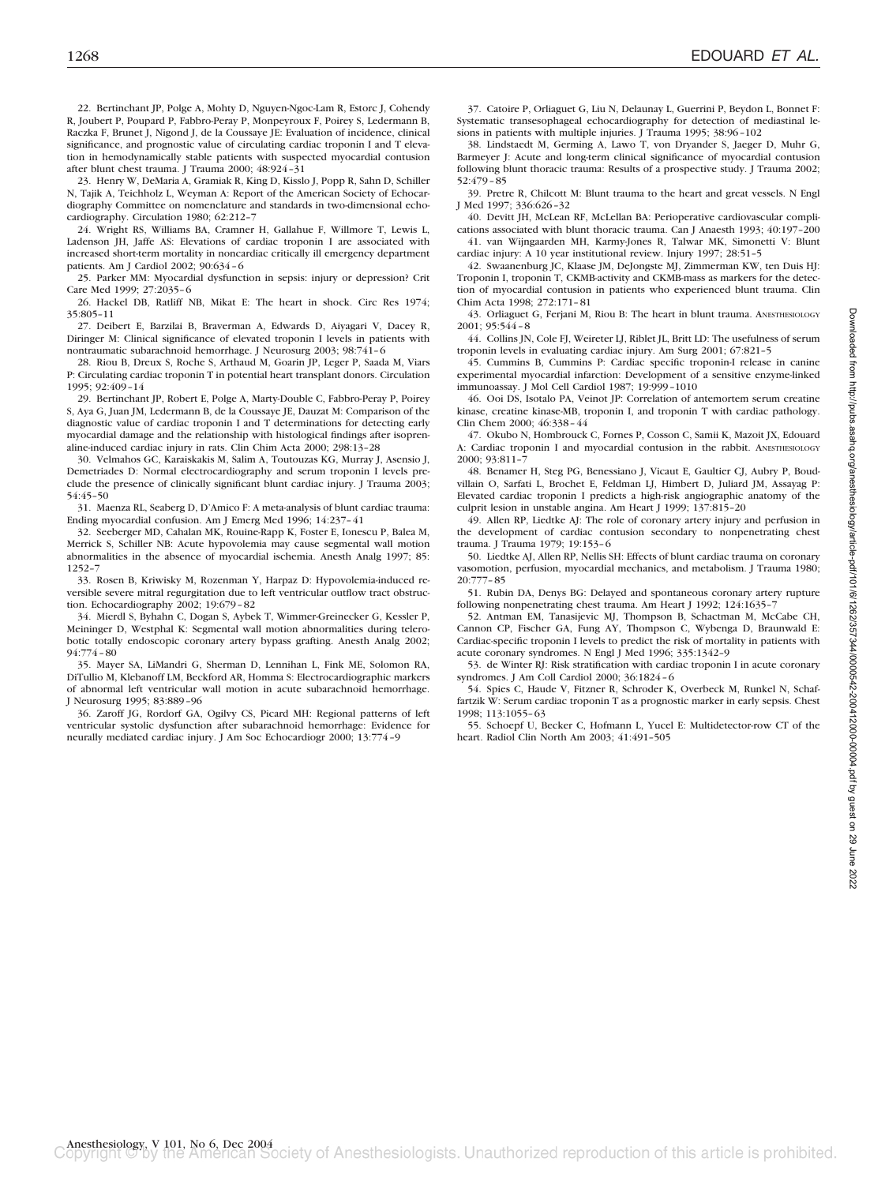22. Bertinchant JP, Polge A, Mohty D, Nguyen-Ngoc-Lam R, Estorc J, Cohendy R, Joubert P, Poupard P, Fabbro-Peray P, Monpeyroux F, Poirey S, Ledermann B, Raczka F, Brunet J, Nigond J, de la Coussaye JE: Evaluation of incidence, clinical significance, and prognostic value of circulating cardiac troponin I and T elevation in hemodynamically stable patients with suspected myocardial contusion after blunt chest trauma. J Trauma 2000; 48:924–31

23. Henry W, DeMaria A, Gramiak R, King D, Kisslo J, Popp R, Sahn D, Schiller N, Tajik A, Teichholz L, Weyman A: Report of the American Society of Echocardiography Committee on nomenclature and standards in two-dimensional echocardiography. Circulation 1980; 62:212–7

24. Wright RS, Williams BA, Cramner H, Gallahue F, Willmore T, Lewis L, Ladenson JH, Jaffe AS: Elevations of cardiac troponin I are associated with increased short-term mortality in noncardiac critically ill emergency department patients. Am J Cardiol 2002; 90:634–6

25. Parker MM: Myocardial dysfunction in sepsis: injury or depression? Crit Care Med 1999; 27:2035–6

26. Hackel DB, Ratliff NB, Mikat E: The heart in shock. Circ Res 1974; 35:805–11

27. Deibert E, Barzilai B, Braverman A, Edwards D, Aiyagari V, Dacey R, Diringer M: Clinical significance of elevated troponin I levels in patients with nontraumatic subarachnoid hemorrhage. J Neurosurg 2003; 98:741–6

28. Riou B, Dreux S, Roche S, Arthaud M, Goarin JP, Leger P, Saada M, Viars P: Circulating cardiac troponin T in potential heart transplant donors. Circulation 1995; 92:409–14

29. Bertinchant JP, Robert E, Polge A, Marty-Double C, Fabbro-Peray P, Poirey S, Aya G, Juan JM, Ledermann B, de la Coussaye JE, Dauzat M: Comparison of the diagnostic value of cardiac troponin I and T determinations for detecting early myocardial damage and the relationship with histological findings after isoprenaline-induced cardiac injury in rats. Clin Chim Acta 2000; 298:13–28

30. Velmahos GC, Karaiskakis M, Salim A, Toutouzas KG, Murray J, Asensio J, Demetriades D: Normal electrocardiography and serum troponin I levels preclude the presence of clinically significant blunt cardiac injury. J Trauma 2003; 54:45–50

31. Maenza RL, Seaberg D, D'Amico F: A meta-analysis of blunt cardiac trauma: Ending myocardial confusion. Am J Emerg Med 1996; 14:237–41

32. Seeberger MD, Cahalan MK, Rouine-Rapp K, Foster E, Ionescu P, Balea M, Merrick S, Schiller NB: Acute hypovolemia may cause segmental wall motion abnormalities in the absence of myocardial ischemia. Anesth Analg 1997; 85:1252–7

33. Rosen B, Kriwisky M, Rozenman Y, Harpaz D: Hypovolemia-induced reversible severe mitral regurgitation due to left ventricular outflow tract obstruction. Echocardiography 2002; 19:679–82

34. Mierdl S, Byhahn C, Dogan S, Aybek T, Wimmer-Greinecker G, Kessler P, Meininger D, Westphal K: Segmental wall motion abnormalities during telerobotic totally endoscopic coronary artery bypass grafting. Anesth Analg 2002; 94:774–80

35. Mayer SA, LiMandri G, Sherman D, Lennihan L, Fink ME, Solomon RA, DiTullio M, Klebanoff LM, Beckford AR, Homma S: Electrocardiographic markers of abnormal left ventricular wall motion in acute subarachnoid hemorrhage. J Neurosurg 1995; 83:889–96

36. Zaroff JG, Rordorf GA, Ogilvy CS, Picard MH: Regional patterns of left ventricular systolic dysfunction after subarachnoid hemorrhage: Evidence for neurally mediated cardiac injury. J Am Soc Echocardiogr 2000; 13:774–9

37. Catoire P, Orliaguet G, Liu N, Delaunay L, Guerrini P, Beydon L, Bonnet F: Systematic transesophageal echocardiography for detection of mediastinal lesions in patients with multiple injuries. J Trauma 1995; 38:96–102

38. Lindstaedt M, Germing A, Lawo T, von Dryander S, Jaeger D, Muhr G, Barmeyer J: Acute and long-term clinical significance of myocardial contusion following blunt thoracic trauma: Results of a prospective study. J Trauma 2002; 52:479–85

39. Pretre R, Chilcott M: Blunt trauma to the heart and great vessels. N Engl J Med 1997; 336:626–32

40. Devitt JH, McLean RF, McLellan BA: Perioperative cardiovascular complications associated with blunt thoracic trauma. Can J Anaesth 1993; 40:197–200

41. van Wijngaarden MH, Karmy-Jones R, Talwar MK, Simonetti V: Blunt cardiac injury: A 10 year institutional review. Injury 1997; 28:51–5

42. Swaanenburg JC, Klaase JM, DeJongste MJ, Zimmerman KW, ten Duis HJ: Troponin I, troponin T, CKMB-activity and CKMB-mass as markers for the detection of myocardial contusion in patients who experienced blunt trauma. Clin Chim Acta 1998; 272:171–81

43. Orliaguet G, Ferjani M, Riou B: The heart in blunt trauma. Anesthesiology 2001; 95:544–8

44. Collins JN, Cole FJ, Weireter LJ, Riblet JL, Britt LD: The usefulness of serum troponin levels in evaluating cardiac injury. Am Surg 2001; 67:821–5

45. Cummins B, Cummins P: Cardiac specific troponin-I release in canine experimental myocardial infarction: Development of a sensitive enzyme-linked immunoassay. J Mol Cell Cardiol 1987; 19:999–1010

46. Ooi DS, Isotalo PA, Veinot JP: Correlation of antemortem serum creatine kinase, creatine kinase-MB, troponin I, and troponin T with cardiac pathology. Clin Chem 2000; 46:338–44

47. Okubo N, Hombrouck C, Fornes P, Cosson C, Samii K, Mazoit JX, Edouard A: Cardiac troponin I and myocardial contusion in the rabbit. Anesthesiology 2000; 93:811–7

48. Benamer H, Steg PG, Benessiano J, Vicaut E, Gaultier CJ, Aubry P, Boudvillain O, Sarfati L, Brochet E, Feldman LJ, Himbert D, Juliard JM, Assayag P: Elevated cardiac troponin I predicts a high-risk angiographic anatomy of the culprit lesion in unstable angina. Am Heart J 1999; 137:815–20

49. Allen RP, Liedtke AJ: The role of coronary artery injury and perfusion in the development of cardiac contusion secondary to nonpenetrating chest trauma. J Trauma 1979; 19:153–6

50. Liedtke AJ, Allen RP, Nellis SH: Effects of blunt cardiac trauma on coronary vasomotion, perfusion, myocardial mechanics, and metabolism. J Trauma 1980; 20:777–85

51. Rubin DA, Denys BG: Delayed and spontaneous coronary artery rupture following nonpenetrating chest trauma. Am Heart J 1992; 124:1635–7

52. Antman EM, Tanasijevic MJ, Thompson B, Schactman M, McCabe CH, Cannon CP, Fischer GA, Fung AY, Thompson C, Wybenga D, Braunwald E: Cardiac-specific troponin I levels to predict the risk of mortality in patients with acute coronary syndromes. N Engl J Med 1996; 335:1342–9

53. de Winter RJ: Risk stratification with cardiac troponin I in acute coronary syndromes. J Am Coll Cardiol 2000; 36:1824–6

54. Spies C, Haude V, Fitzner R, Schroder K, Overbeck M, Runkel N, Schaffartzik W: Serum cardiac troponin T as a prognostic marker in early sepsis. Chest 1998; 113:1055–63

55. Schoepf U, Becker C, Hofmann L, Yucel E: Multidetector-row CT of the heart. Radiol Clin North Am 2003; 41:491–505